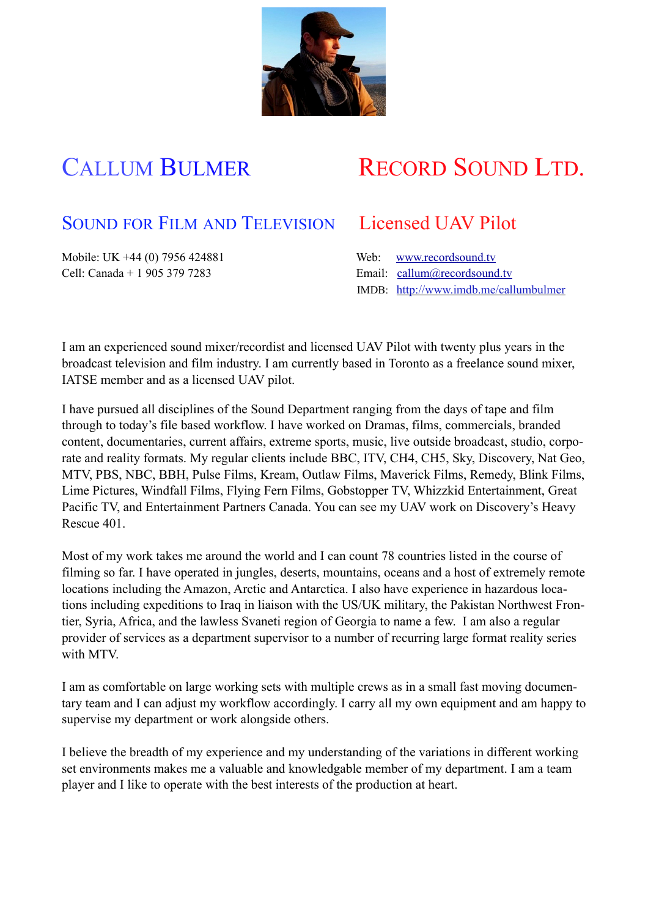# Callum Bulmer

# Record Sound Ltd.

## Sound for Film and Television

## Licensed UAV Pilot

Mobile: UK +44 (0) 7956 424881
Cell: Canada + 1 905 379 7283

Web: www.recordsound.tv
Email: callum@recordsound.tv
IMDB: http://www.imdb.me/callumbulmer

I am an experienced sound mixer/recordist and licensed UAV Pilot with twenty plus years in the broadcast television and film industry. I am currently based in Toronto as a freelance sound mixer, IATSE member and as a licensed UAV pilot.

I have pursued all disciplines of the Sound Department ranging from the days of tape and film through to today's file based workflow. I have worked on Dramas, films, commercials, branded content, documentaries, current affairs, extreme sports, music, live outside broadcast, studio, corporate and reality formats. My regular clients include BBC, ITV, CH4, CH5, Sky, Discovery, Nat Geo, MTV, PBS, NBC, BBH, Pulse Films, Kream, Outlaw Films, Maverick Films, Remedy, Blink Films, Lime Pictures, Windfall Films, Flying Fern Films, Gobstopper TV, Whizzkid Entertainment, Great Pacific TV, and Entertainment Partners Canada. You can see my UAV work on Discovery's Heavy Rescue 401.

Most of my work takes me around the world and I can count 78 countries listed in the course of filming so far. I have operated in jungles, deserts, mountains, oceans and a host of extremely remote locations including the Amazon, Arctic and Antarctica. I also have experience in hazardous locations including expeditions to Iraq in liaison with the US/UK military, the Pakistan Northwest Frontier, Syria, Africa, and the lawless Svaneti region of Georgia to name a few. I am also a regular provider of services as a department supervisor to a number of recurring large format reality series with MTV.

I am as comfortable on large working sets with multiple crews as in a small fast moving documentary team and I can adjust my workflow accordingly. I carry all my own equipment and am happy to supervise my department or work alongside others.

I believe the breadth of my experience and my understanding of the variations in different working set environments makes me a valuable and knowledgable member of my department. I am a team player and I like to operate with the best interests of the production at heart.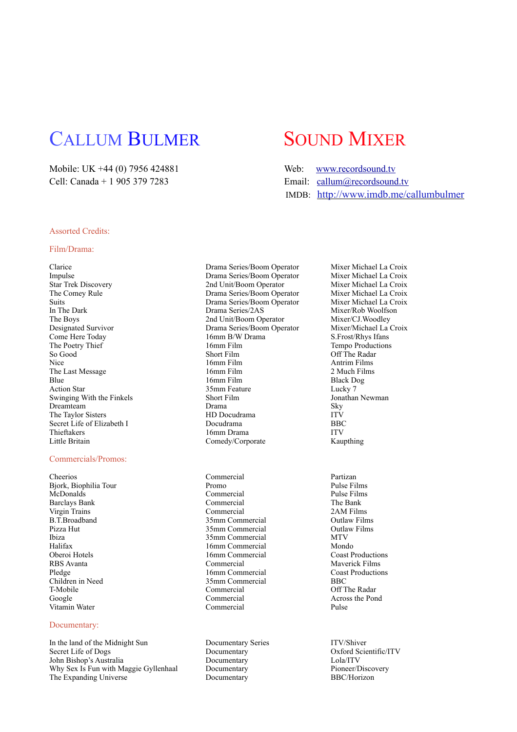# Callum Bulmer — Sound Mixer

Mobile: UK +44 (0) 7956 424881
Cell: Canada + 1 905 379 7283

Web: [www.recordsound.tv](http://www.recordsound.tv)
Email: [callum@recordsound.tv](mailto:callum@recordsound.tv)
IMDB: [http://www.imdb.me/callumbulmer](http://www.imdb.me/callumbulmer)

## Assorted Credits:

### Film/Drama:

| | | |
|---|---|---|
| Clarice | Drama Series/Boom Operator | Mixer Michael La Croix |
| Impulse | Drama Series/Boom Operator | Mixer Michael La Croix |
| Star Trek Discovery | 2nd Unit/Boom Operator | Mixer Michael La Croix |
| The Comey Rule | Drama Series/Boom Operator | Mixer Michael La Croix |
| Suits | Drama Series/Boom Operator | Mixer Michael La Croix |
| In The Dark | Drama Series/2AS | Mixer/Rob Woolfson |
| The Boys | 2nd Unit/Boom Operator | Mixer/CJ.Woodley |
| Designated Survivor | Drama Series/Boom Operator | Mixer/Michael La Croix |
| Come Here Today | 16mm B/W Drama | S.Frost/Rhys Ifans |
| The Poetry Thief | 16mm Film | Tempo Productions |
| So Good | Short Film | Off The Radar |
| Nice | 16mm Film | Antrim Films |
| The Last Message | 16mm Film | 2 Much Films |
| Blue | 16mm Film | Black Dog |
| Action Star | 35mm Feature | Lucky 7 |
| Swinging With the Finkels | Short Film | Jonathan Newman |
| Dreamteam | Drama | Sky |
| The Taylor Sisters | HD Docudrama | ITV |
| Secret Life of Elizabeth I | Docudrama | BBC |
| Thieftakers | 16mm Drama | ITV |
| Little Britain | Comedy/Corporate | Kaupthing |

### Commercials/Promos:

| | | |
|---|---|---|
| Cheerios | Commercial | Partizan |
| Bjork, Biophilia Tour | Promo | Pulse Films |
| McDonalds | Commercial | Pulse Films |
| Barclays Bank | Commercial | The Bank |
| Virgin Trains | Commercial | 2AM Films |
| B.T.Broadband | 35mm Commercial | Outlaw Films |
| Pizza Hut | 35mm Commercial | Outlaw Films |
| Ibiza | 35mm Commercial | MTV |
| Halifax | 16mm Commercial | Mondo |
| Oberoi Hotels | 16mm Commercial | Coast Productions |
| RBS Avanta | Commercial | Maverick Films |
| Pledge | 16mm Commercial | Coast Productions |
| Children in Need | 35mm Commercial | BBC |
| T-Mobile | Commercial | Off The Radar |
| Google | Commercial | Across the Pond |
| Vitamin Water | Commercial | Pulse |

### Documentary:

| | | |
|---|---|---|
| In the land of the Midnight Sun | Documentary Series | ITV/Shiver |
| Secret Life of Dogs | Documentary | Oxford Scientific/ITV |
| John Bishop's Australia | Documentary | Lola/ITV |
| Why Sex Is Fun with Maggie Gyllenhaal | Documentary | Pioneer/Discovery |
| The Expanding Universe | Documentary | BBC/Horizon |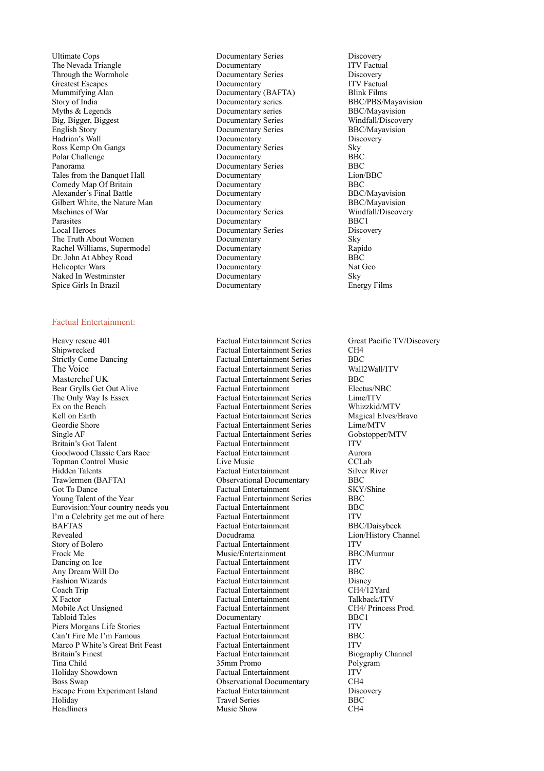| | | |
|---|---|---|
| Ultimate Cops | Documentary Series | Discovery |
| The Nevada Triangle | Documentary | ITV Factual |
| Through the Wormhole | Documentary Series | Discovery |
| Greatest Escapes | Documentary | ITV Factual |
| Mummifying Alan | Documentary (BAFTA) | Blink Films |
| Story of India | Documentary series | BBC/PBS/Mayavision |
| Myths & Legends | Documentary series | BBC/Mayavision |
| Big, Bigger, Biggest | Documentary Series | Windfall/Discovery |
| English Story | Documentary Series | BBC/Mayavision |
| Hadrian's Wall | Documentary | Discovery |
| Ross Kemp On Gangs | Documentary Series | Sky |
| Polar Challenge | Documentary | BBC |
| Panorama | Documentary Series | BBC |
| Tales from the Banquet Hall | Documentary | Lion/BBC |
| Comedy Map Of Britain | Documentary | BBC |
| Alexander's Final Battle | Documentary | BBC/Mayavision |
| Gilbert White, the Nature Man | Documentary | BBC/Mayavision |
| Machines of War | Documentary Series | Windfall/Discovery |
| Parasites | Documentary | BBC1 |
| Local Heroes | Documentary Series | Discovery |
| The Truth About Women | Documentary | Sky |
| Rachel Williams, Supermodel | Documentary | Rapido |
| Dr. John At Abbey Road | Documentary | BBC |
| Helicopter Wars | Documentary | Nat Geo |
| Naked In Westminster | Documentary | Sky |
| Spice Girls In Brazil | Documentary | Energy Films |

## Factual Entertainment:

| | | |
|---|---|---|
| Heavy rescue 401 | Factual Entertainment Series | Great Pacific TV/Discovery |
| Shipwrecked | Factual Entertainment Series | CH4 |
| Strictly Come Dancing | Factual Entertainment Series | BBC |
| The Voice | Factual Entertainment Series | Wall2Wall/ITV |
| Masterchef UK | Factual Entertainment Series | BBC |
| Bear Grylls Get Out Alive | Factual Entertainment | Electus/NBC |
| The Only Way Is Essex | Factual Entertainment Series | Lime/ITV |
| Ex on the Beach | Factual Entertainment Series | Whizzkid/MTV |
| Kell on Earth | Factual Entertainment Series | Magical Elves/Bravo |
| Geordie Shore | Factual Entertainment Series | Lime/MTV |
| Single AF | Factual Entertainment Series | Gobstopper/MTV |
| Britain's Got Talent | Factual Entertainment | ITV |
| Goodwood Classic Cars Race | Factual Entertainment | Aurora |
| Topman Control Music | Live Music | CCLab |
| Hidden Talents | Factual Entertainment | Silver River |
| Trawlermen (BAFTA) | Observational Documentary | BBC |
| Got To Dance | Factual Entertainment | SKY/Shine |
| Young Talent of the Year | Factual Entertainment Series | BBC |
| Eurovision:Your country needs you | Factual Entertainment | BBC |
| I'm a Celebrity get me out of here | Factual Entertainment | ITV |
| BAFTAS | Factual Entertainment | BBC/Daisybeck |
| Revealed | Docudrama | Lion/History Channel |
| Story of Bolero | Factual Entertainment | ITV |
| Frock Me | Music/Entertainment | BBC/Murmur |
| Dancing on Ice | Factual Entertainment | ITV |
| Any Dream Will Do | Factual Entertainment | BBC |
| Fashion Wizards | Factual Entertainment | Disney |
| Coach Trip | Factual Entertainment | CH4/12Yard |
| X Factor | Factual Entertainment | Talkback/ITV |
| Mobile Act Unsigned | Factual Entertainment | CH4/ Princess Prod. |
| Tabloid Tales | Documentary | BBC1 |
| Piers Morgans Life Stories | Factual Entertainment | ITV |
| Can't Fire Me I'm Famous | Factual Entertainment | BBC |
| Marco P White's Great Brit Feast | Factual Entertainment | ITV |
| Britain's Finest | Factual Entertainment | Biography Channel |
| Tina Child | 35mm Promo | Polygram |
| Holiday Showdown | Factual Entertainment | ITV |
| Boss Swap | Observational Documentary | CH4 |
| Escape From Experiment Island | Factual Entertainment | Discovery |
| Holiday | Travel Series | BBC |
| Headliners | Music Show | CH4 |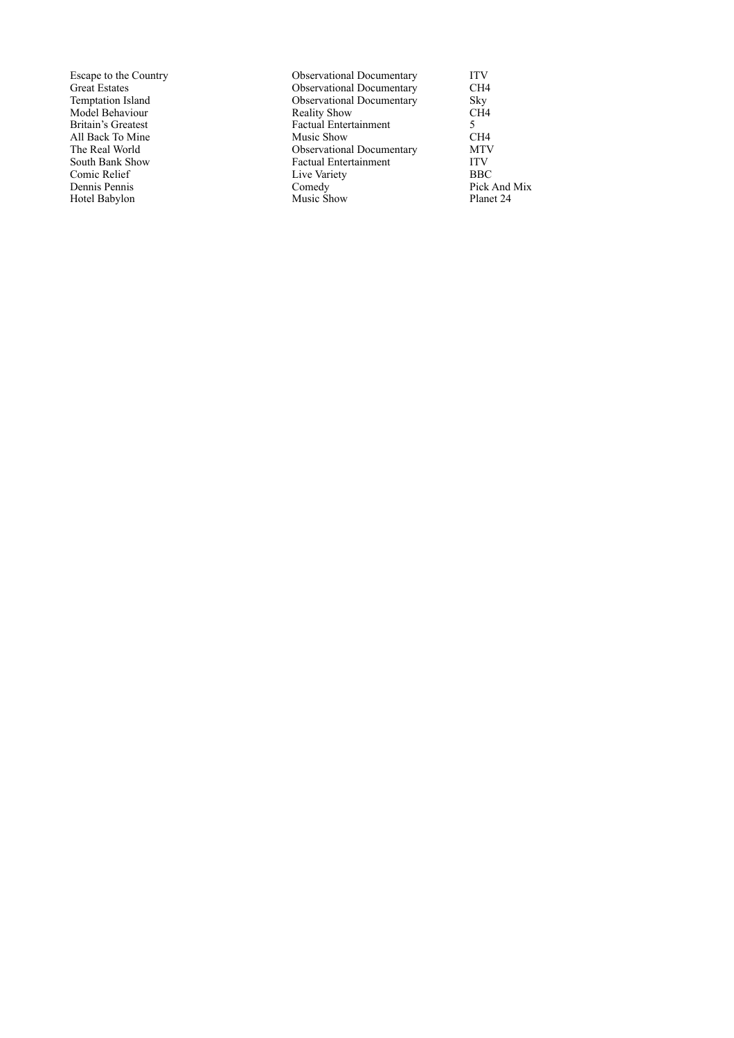| | | |
|---|---|---|
| Escape to the Country | Observational Documentary | ITV |
| Great Estates | Observational Documentary | CH4 |
| Temptation Island | Observational Documentary | Sky |
| Model Behaviour | Reality Show | CH4 |
| Britain’s Greatest | Factual Entertainment | 5 |
| All Back To Mine | Music Show | CH4 |
| The Real World | Observational Documentary | MTV |
| South Bank Show | Factual Entertainment | ITV |
| Comic Relief | Live Variety | BBC |
| Dennis Pennis | Comedy | Pick And Mix |
| Hotel Babylon | Music Show | Planet 24 |